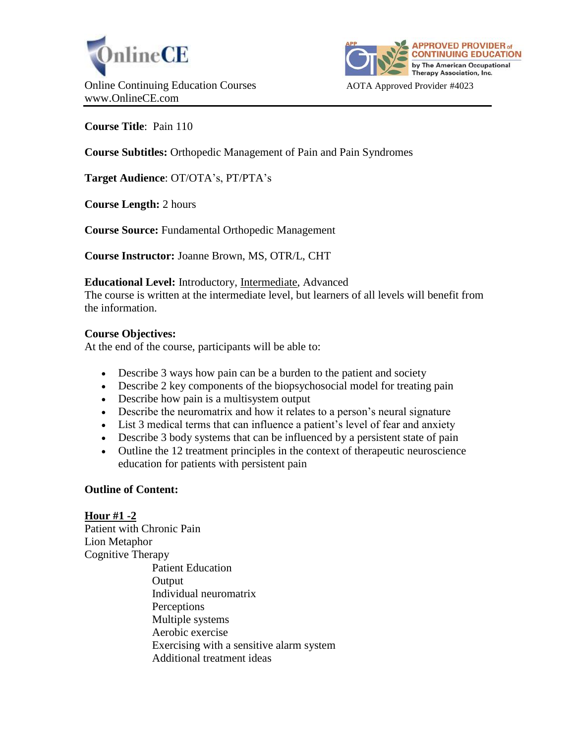OnlineCE

Online Continuing Education Courses
www.OnlineCE.com

APPROVED PROVIDER of CONTINUING EDUCATION by The American Occupational Therapy Association, Inc.

AOTA Approved Provider #4023

---

**Course Title**: Pain 110

**Course Subtitles:** Orthopedic Management of Pain and Pain Syndromes

**Target Audience**: OT/OTA's, PT/PTA's

**Course Length:** 2 hours

**Course Source:** Fundamental Orthopedic Management

**Course Instructor:** Joanne Brown, MS, OTR/L, CHT

**Educational Level:** Introductory, <u>Intermediate</u>, Advanced
The course is written at the intermediate level, but learners of all levels will benefit from the information.

**Course Objectives:**
At the end of the course, participants will be able to:

- Describe 3 ways how pain can be a burden to the patient and society
- Describe 2 key components of the biopsychosocial model for treating pain
- Describe how pain is a multisystem output
- Describe the neuromatrix and how it relates to a person's neural signature
- List 3 medical terms that can influence a patient's level of fear and anxiety
- Describe 3 body systems that can be influenced by a persistent state of pain
- Outline the 12 treatment principles in the context of therapeutic neuroscience education for patients with persistent pain

**Outline of Content:**

**<u>Hour #1 -2</u>**
Patient with Chronic Pain
Lion Metaphor
Cognitive Therapy
- Patient Education
- Output
- Individual neuromatrix
- Perceptions
- Multiple systems
- Aerobic exercise
- Exercising with a sensitive alarm system
- Additional treatment ideas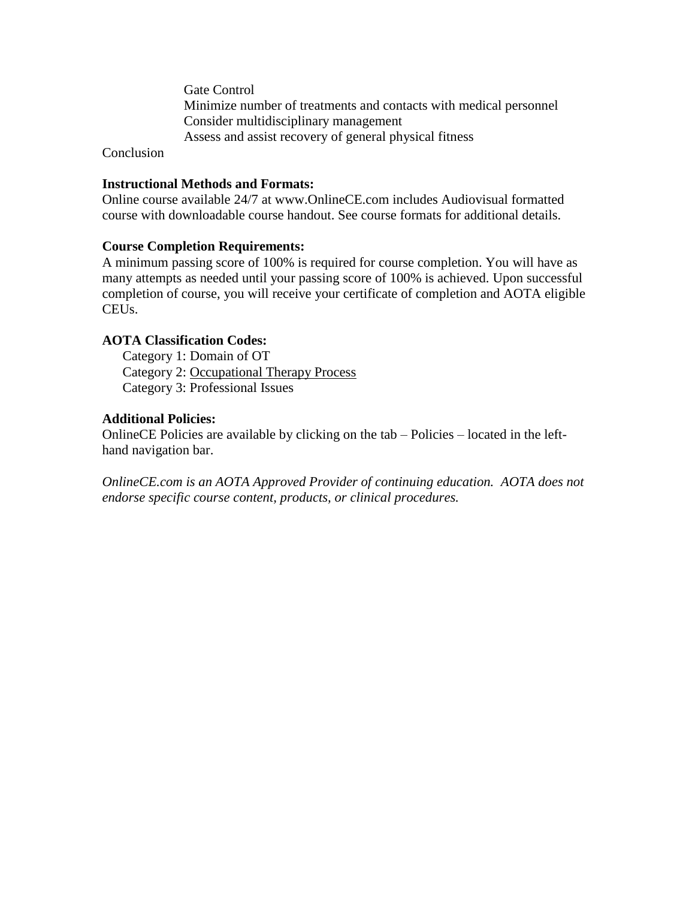Gate Control
Minimize number of treatments and contacts with medical personnel
Consider multidisciplinary management
Assess and assist recovery of general physical fitness

Conclusion

**Instructional Methods and Formats:**
Online course available 24/7 at www.OnlineCE.com includes Audiovisual formatted course with downloadable course handout. See course formats for additional details.

**Course Completion Requirements:**
A minimum passing score of 100% is required for course completion. You will have as many attempts as needed until your passing score of 100% is achieved. Upon successful completion of course, you will receive your certificate of completion and AOTA eligible CEUs.

**AOTA Classification Codes:**
Category 1: Domain of OT
Category 2: Occupational Therapy Process
Category 3: Professional Issues

**Additional Policies:**
OnlineCE Policies are available by clicking on the tab – Policies – located in the left-hand navigation bar.

*OnlineCE.com is an AOTA Approved Provider of continuing education. AOTA does not endorse specific course content, products, or clinical procedures.*